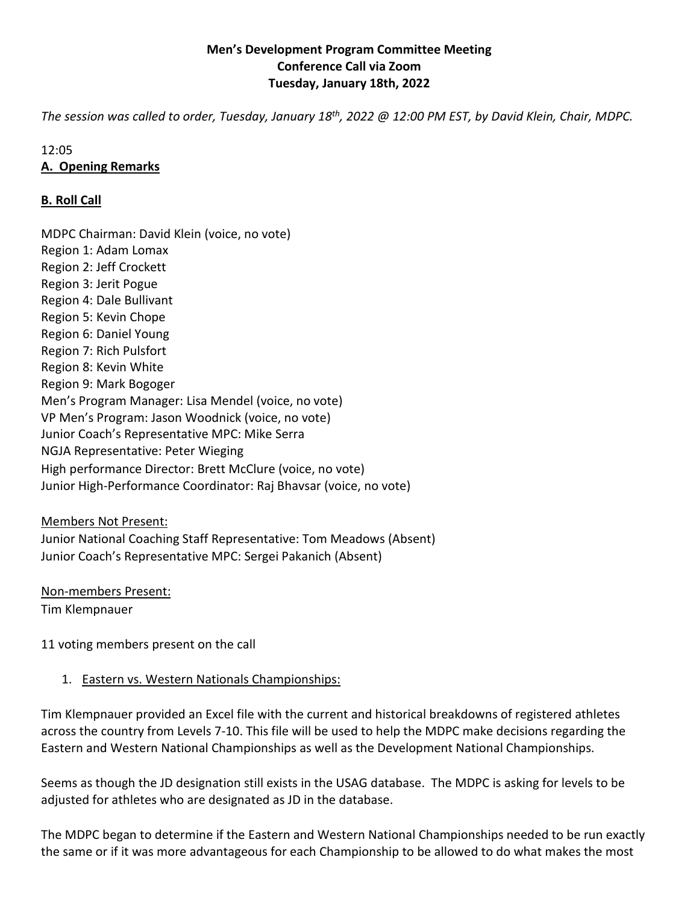**Men's Development Program Committee Meeting**
**Conference Call via Zoom**
**Tuesday, January 18th, 2022**

*The session was called to order, Tuesday, January 18th, 2022 @ 12:00 PM EST, by David Klein, Chair, MDPC.*

12:05

## A. Opening Remarks

## B. Roll Call

MDPC Chairman: David Klein (voice, no vote)
Region 1: Adam Lomax
Region 2: Jeff Crockett
Region 3: Jerit Pogue
Region 4: Dale Bullivant
Region 5: Kevin Chope
Region 6: Daniel Young
Region 7: Rich Pulsfort
Region 8: Kevin White
Region 9: Mark Bogoger
Men's Program Manager: Lisa Mendel (voice, no vote)
VP Men's Program: Jason Woodnick (voice, no vote)
Junior Coach's Representative MPC: Mike Serra
NGJA Representative: Peter Wieging
High performance Director: Brett McClure (voice, no vote)
Junior High-Performance Coordinator: Raj Bhavsar (voice, no vote)

Members Not Present:
Junior National Coaching Staff Representative: Tom Meadows (Absent)
Junior Coach's Representative MPC: Sergei Pakanich (Absent)

Non-members Present:
Tim Klempnauer

11 voting members present on the call

1. Eastern vs. Western Nationals Championships:

Tim Klempnauer provided an Excel file with the current and historical breakdowns of registered athletes across the country from Levels 7-10. This file will be used to help the MDPC make decisions regarding the Eastern and Western National Championships as well as the Development National Championships.

Seems as though the JD designation still exists in the USAG database. The MDPC is asking for levels to be adjusted for athletes who are designated as JD in the database.

The MDPC began to determine if the Eastern and Western National Championships needed to be run exactly the same or if it was more advantageous for each Championship to be allowed to do what makes the most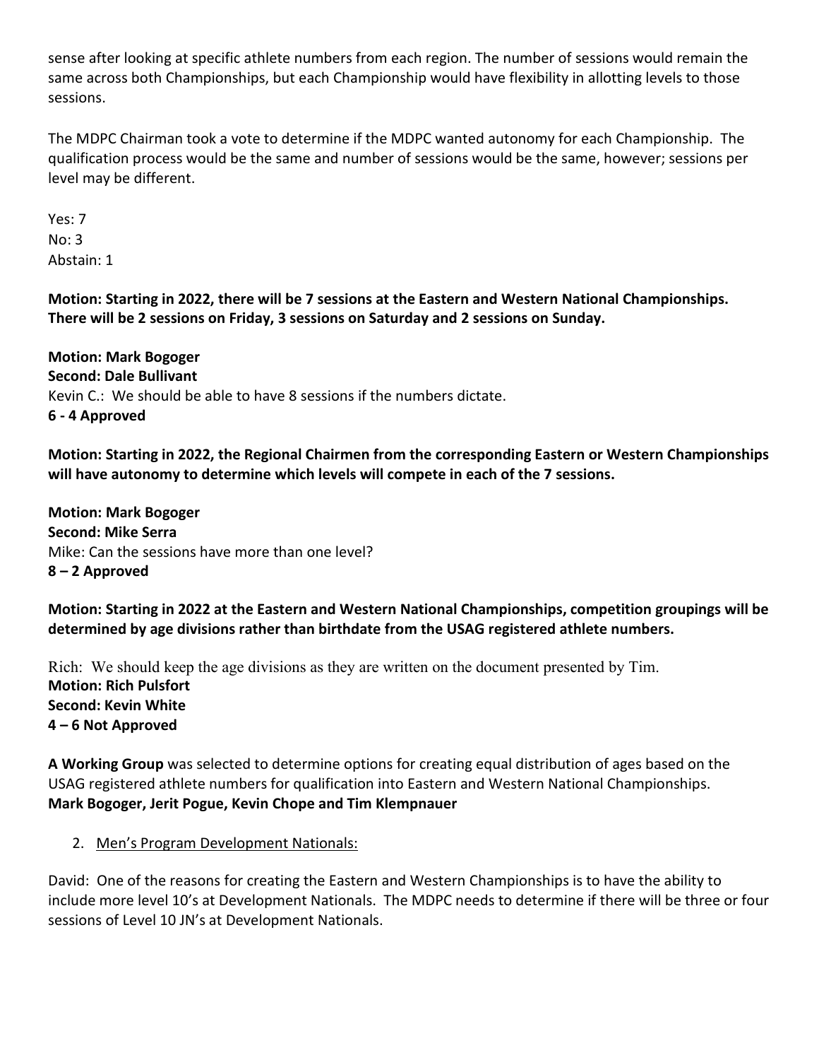sense after looking at specific athlete numbers from each region. The number of sessions would remain the same across both Championships, but each Championship would have flexibility in allotting levels to those sessions.

The MDPC Chairman took a vote to determine if the MDPC wanted autonomy for each Championship. The qualification process would be the same and number of sessions would be the same, however; sessions per level may be different.

Yes: 7
No: 3
Abstain: 1

**Motion: Starting in 2022, there will be 7 sessions at the Eastern and Western National Championships. There will be 2 sessions on Friday, 3 sessions on Saturday and 2 sessions on Sunday.**

**Motion: Mark Bogoger**
**Second: Dale Bullivant**
Kevin C.: We should be able to have 8 sessions if the numbers dictate.
**6 - 4 Approved**

**Motion: Starting in 2022, the Regional Chairmen from the corresponding Eastern or Western Championships will have autonomy to determine which levels will compete in each of the 7 sessions.**

**Motion: Mark Bogoger**
**Second: Mike Serra**
Mike: Can the sessions have more than one level?
**8 – 2 Approved**

**Motion: Starting in 2022 at the Eastern and Western National Championships, competition groupings will be determined by age divisions rather than birthdate from the USAG registered athlete numbers.**

Rich: We should keep the age divisions as they are written on the document presented by Tim.
**Motion: Rich Pulsfort**
**Second: Kevin White**
**4 – 6 Not Approved**

**A Working Group** was selected to determine options for creating equal distribution of ages based on the USAG registered athlete numbers for qualification into Eastern and Western National Championships.
**Mark Bogoger, Jerit Pogue, Kevin Chope and Tim Klempnauer**

2. Men's Program Development Nationals:

David: One of the reasons for creating the Eastern and Western Championships is to have the ability to include more level 10's at Development Nationals. The MDPC needs to determine if there will be three or four sessions of Level 10 JN's at Development Nationals.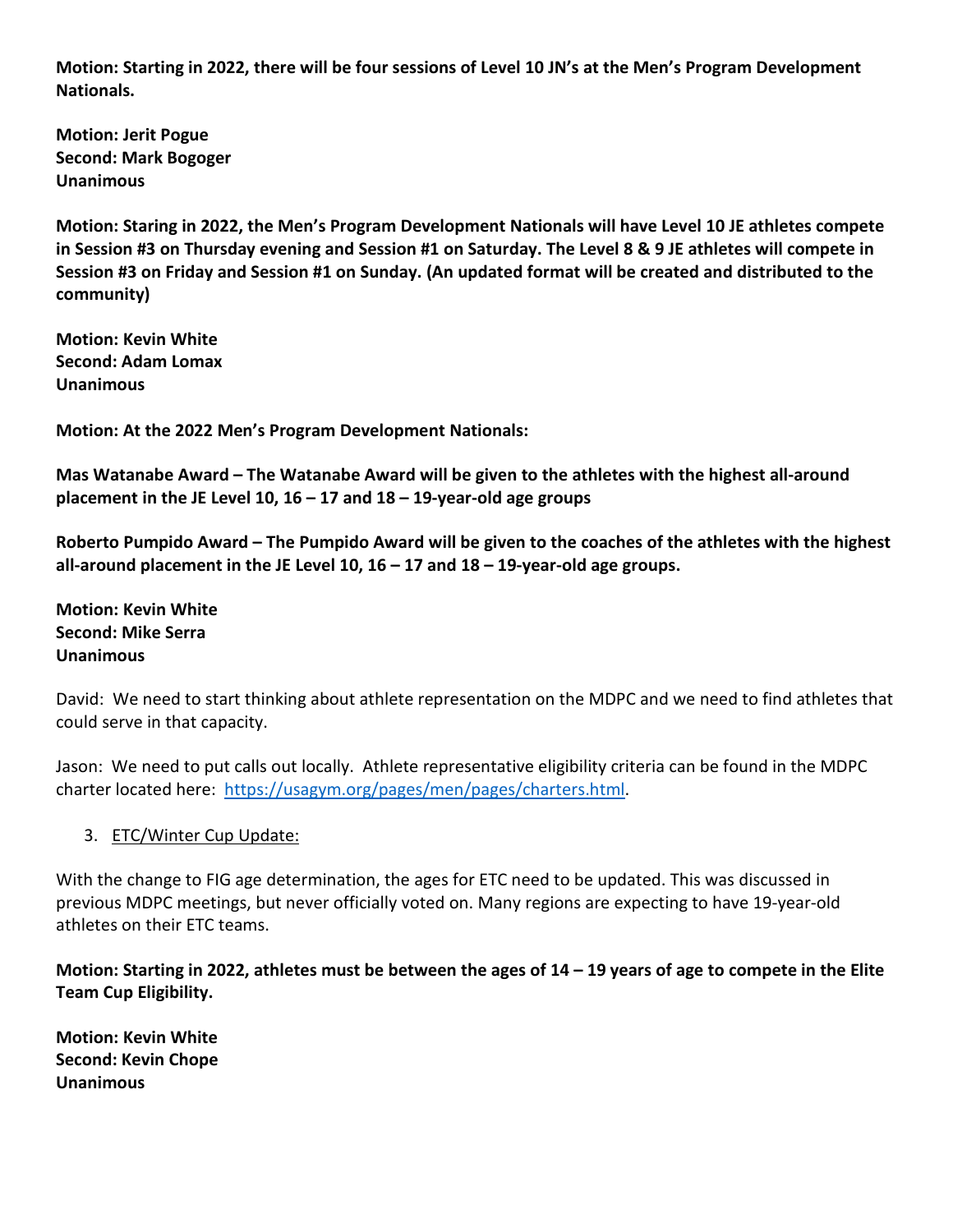**Motion: Starting in 2022, there will be four sessions of Level 10 JN's at the Men's Program Development Nationals.**

**Motion: Jerit Pogue**
**Second: Mark Bogoger**
**Unanimous**

**Motion: Staring in 2022, the Men's Program Development Nationals will have Level 10 JE athletes compete in Session #3 on Thursday evening and Session #1 on Saturday. The Level 8 & 9 JE athletes will compete in Session #3 on Friday and Session #1 on Sunday. (An updated format will be created and distributed to the community)**

**Motion: Kevin White**
**Second: Adam Lomax**
**Unanimous**

**Motion: At the 2022 Men's Program Development Nationals:**

**Mas Watanabe Award – The Watanabe Award will be given to the athletes with the highest all-around placement in the JE Level 10, 16 – 17 and 18 – 19-year-old age groups**

**Roberto Pumpido Award – The Pumpido Award will be given to the coaches of the athletes with the highest all-around placement in the JE Level 10, 16 – 17 and 18 – 19-year-old age groups.**

**Motion: Kevin White**
**Second: Mike Serra**
**Unanimous**

David: We need to start thinking about athlete representation on the MDPC and we need to find athletes that could serve in that capacity.

Jason: We need to put calls out locally. Athlete representative eligibility criteria can be found in the MDPC charter located here: https://usagym.org/pages/men/pages/charters.html.

3. ETC/Winter Cup Update:

With the change to FIG age determination, the ages for ETC need to be updated. This was discussed in previous MDPC meetings, but never officially voted on. Many regions are expecting to have 19-year-old athletes on their ETC teams.

**Motion: Starting in 2022, athletes must be between the ages of 14 – 19 years of age to compete in the Elite Team Cup Eligibility.**

**Motion: Kevin White**
**Second: Kevin Chope**
**Unanimous**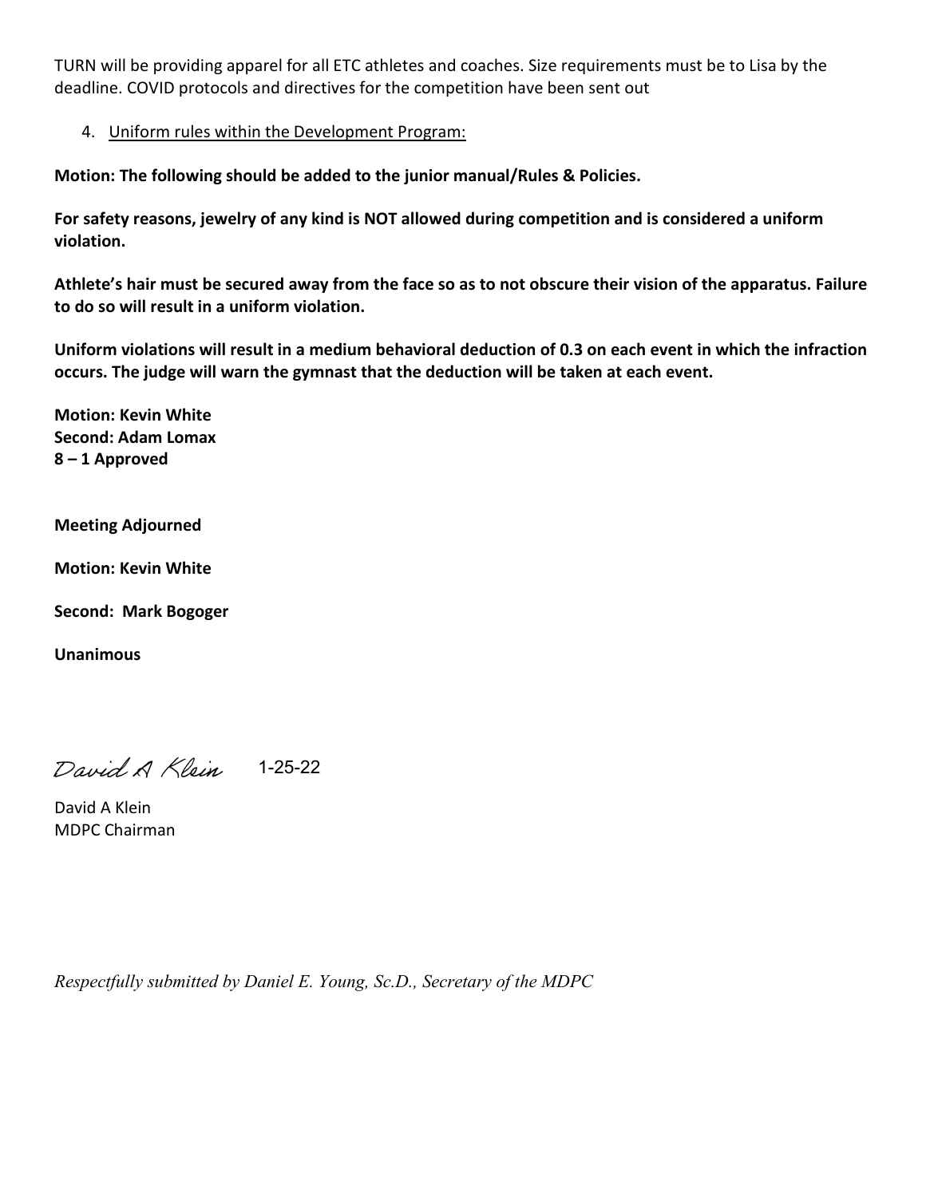TURN will be providing apparel for all ETC athletes and coaches. Size requirements must be to Lisa by the deadline. COVID protocols and directives for the competition have been sent out

4. <u>Uniform rules within the Development Program:</u>

**Motion: The following should be added to the junior manual/Rules & Policies.**

**For safety reasons, jewelry of any kind is NOT allowed during competition and is considered a uniform violation.**

**Athlete's hair must be secured away from the face so as to not obscure their vision of the apparatus. Failure to do so will result in a uniform violation.**

**Uniform violations will result in a medium behavioral deduction of 0.3 on each event in which the infraction occurs. The judge will warn the gymnast that the deduction will be taken at each event.**

**Motion: Kevin White**
**Second: Adam Lomax**
**8 – 1 Approved**

**Meeting Adjourned**

**Motion: Kevin White**

**Second: Mark Bogoger**

**Unanimous**

*David A Klein* 1-25-22

David A Klein
MDPC Chairman

*Respectfully submitted by Daniel E. Young, Sc.D., Secretary of the MDPC*